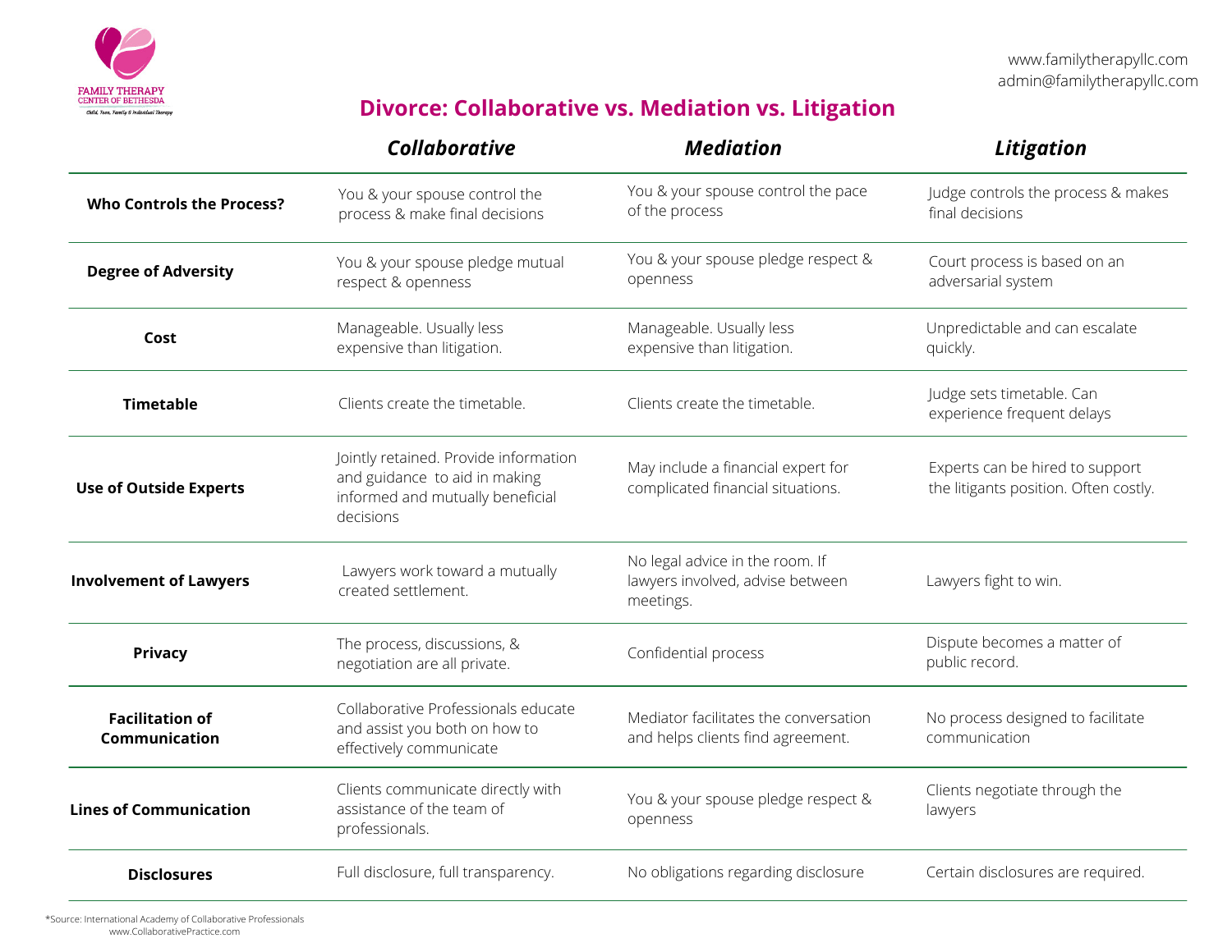FAMILY THERAPY
CENTER OF BETHESDA
Child, Teen, Family & Individual Therapy

www.familytherapyllc.com
admin@familytherapyllc.com

# Divorce: Collaborative vs. Mediation vs. Litigation

| | *Collaborative* | *Mediation* | *Litigation* |
|---|---|---|---|
| **Who Controls the Process?** | You & your spouse control the process & make final decisions | You & your spouse control the pace of the process | Judge controls the process & makes final decisions |
| **Degree of Adversity** | You & your spouse pledge mutual respect & openness | You & your spouse pledge respect & openness | Court process is based on an adversarial system |
| **Cost** | Manageable. Usually less expensive than litigation. | Manageable. Usually less expensive than litigation. | Unpredictable and can escalate quickly. |
| **Timetable** | Clients create the timetable. | Clients create the timetable. | Judge sets timetable. Can experience frequent delays |
| **Use of Outside Experts** | Jointly retained. Provide information and guidance to aid in making informed and mutually beneficial decisions | May include a financial expert for complicated financial situations. | Experts can be hired to support the litigants position. Often costly. |
| **Involvement of Lawyers** | Lawyers work toward a mutually created settlement. | No legal advice in the room. If lawyers involved, advise between meetings. | Lawyers fight to win. |
| **Privacy** | The process, discussions, & negotiation are all private. | Confidential process | Dispute becomes a matter of public record. |
| **Facilitation of Communication** | Collaborative Professionals educate and assist you both on how to effectively communicate | Mediator facilitates the conversation and helps clients find agreement. | No process designed to facilitate communication |
| **Lines of Communication** | Clients communicate directly with assistance of the team of professionals. | You & your spouse pledge respect & openness | Clients negotiate through the lawyers |
| **Disclosures** | Full disclosure, full transparency. | No obligations regarding disclosure | Certain disclosures are required. |

*Source: International Academy of Collaborative Professionals
www.CollaborativePractice.com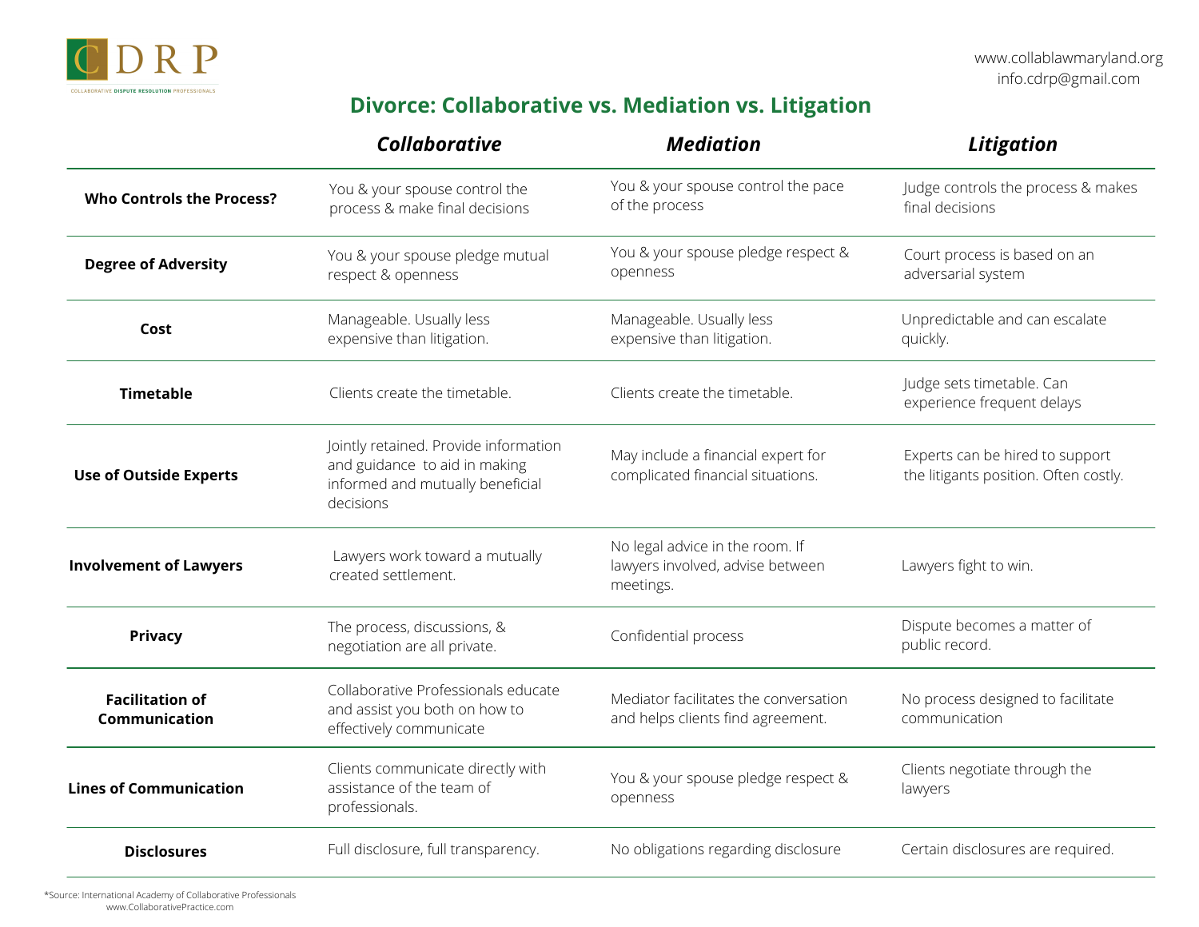CDRP

COLLABORATIVE DISPUTE RESOLUTION PROFESSIONALS

www.collablawmaryland.org
info.cdrp@gmail.com

## Divorce: Collaborative vs. Mediation vs. Litigation

| | *Collaborative* | *Mediation* | *Litigation* |
|---|---|---|---|
| **Who Controls the Process?** | You & your spouse control the process & make final decisions | You & your spouse control the pace of the process | Judge controls the process & makes final decisions |
| **Degree of Adversity** | You & your spouse pledge mutual respect & openness | You & your spouse pledge respect & openness | Court process is based on an adversarial system |
| **Cost** | Manageable. Usually less expensive than litigation. | Manageable. Usually less expensive than litigation. | Unpredictable and can escalate quickly. |
| **Timetable** | Clients create the timetable. | Clients create the timetable. | Judge sets timetable. Can experience frequent delays |
| **Use of Outside Experts** | Jointly retained. Provide information and guidance to aid in making informed and mutually beneficial decisions | May include a financial expert for complicated financial situations. | Experts can be hired to support the litigants position. Often costly. |
| **Involvement of Lawyers** | Lawyers work toward a mutually created settlement. | No legal advice in the room. If lawyers involved, advise between meetings. | Lawyers fight to win. |
| **Privacy** | The process, discussions, & negotiation are all private. | Confidential process | Dispute becomes a matter of public record. |
| **Facilitation of Communication** | Collaborative Professionals educate and assist you both on how to effectively communicate | Mediator facilitates the conversation and helps clients find agreement. | No process designed to facilitate communication |
| **Lines of Communication** | Clients communicate directly with assistance of the team of professionals. | You & your spouse pledge respect & openness | Clients negotiate through the lawyers |
| **Disclosures** | Full disclosure, full transparency. | No obligations regarding disclosure | Certain disclosures are required. |

*Source: International Academy of Collaborative Professionals
www.CollaborativePractice.com